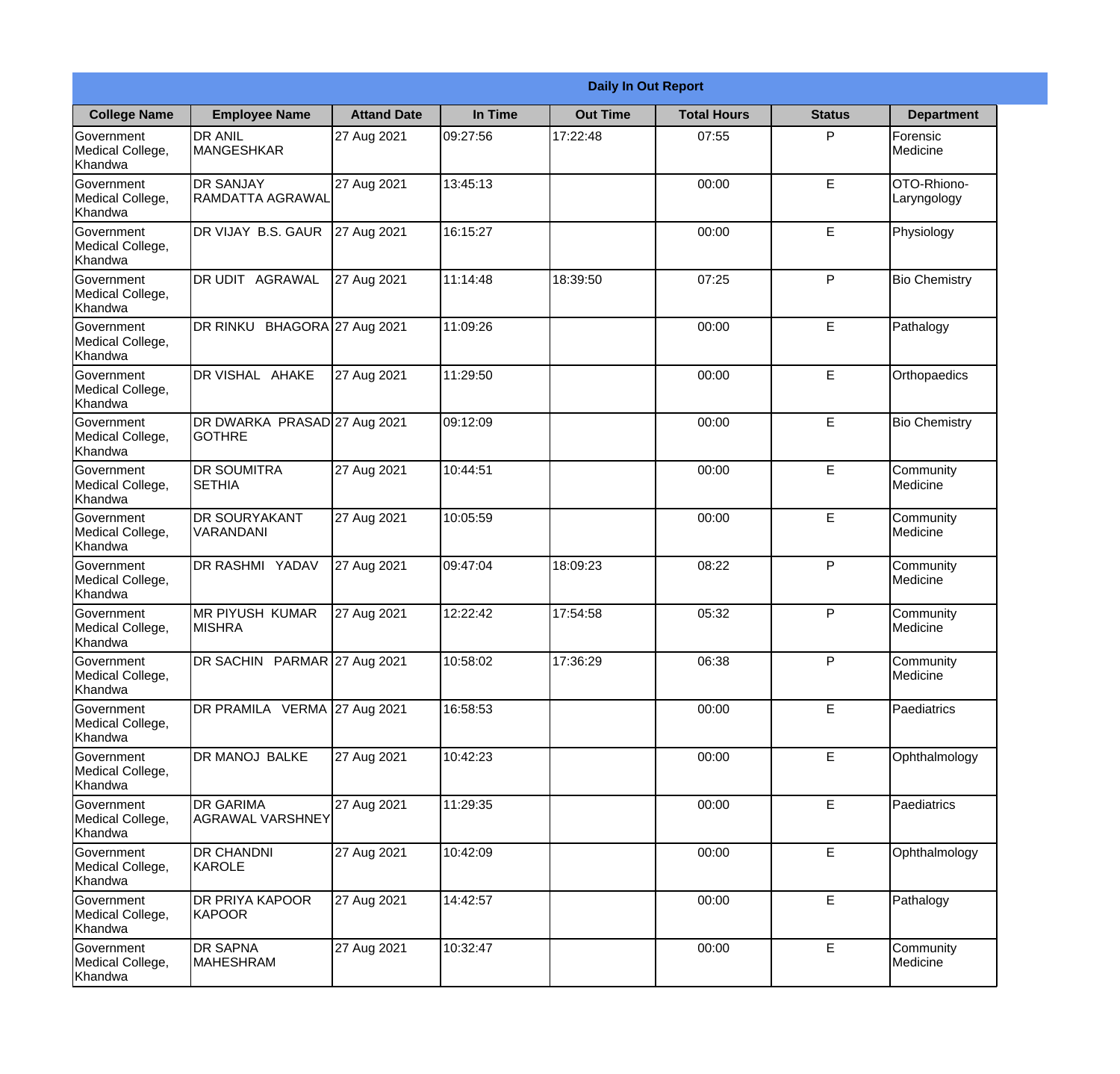**Daily In Out Report**

| College Name | Employee Name | Attand Date | In Time | Out Time | Total Hours | Status | Department |
|---|---|---|---|---|---|---|---|
| Government Medical College, Khandwa | DR ANIL MANGESHKAR | 27 Aug 2021 | 09:27:56 | 17:22:48 | 07:55 | P | Forensic Medicine |
| Government Medical College, Khandwa | DR SANJAY RAMDATTA AGRAWAL | 27 Aug 2021 | 13:45:13 | | 00:00 | E | OTO-Rhiono-Laryngology |
| Government Medical College, Khandwa | DR VIJAY B.S. GAUR | 27 Aug 2021 | 16:15:27 | | 00:00 | E | Physiology |
| Government Medical College, Khandwa | DR UDIT AGRAWAL | 27 Aug 2021 | 11:14:48 | 18:39:50 | 07:25 | P | Bio Chemistry |
| Government Medical College, Khandwa | DR RINKU BHAGORA | 27 Aug 2021 | 11:09:26 | | 00:00 | E | Pathalogy |
| Government Medical College, Khandwa | DR VISHAL AHAKE | 27 Aug 2021 | 11:29:50 | | 00:00 | E | Orthopaedics |
| Government Medical College, Khandwa | DR DWARKA PRASAD GOTHRE | 27 Aug 2021 | 09:12:09 | | 00:00 | E | Bio Chemistry |
| Government Medical College, Khandwa | DR SOUMITRA SETHIA | 27 Aug 2021 | 10:44:51 | | 00:00 | E | Community Medicine |
| Government Medical College, Khandwa | DR SOURYAKANT VARANDANI | 27 Aug 2021 | 10:05:59 | | 00:00 | E | Community Medicine |
| Government Medical College, Khandwa | DR RASHMI YADAV | 27 Aug 2021 | 09:47:04 | 18:09:23 | 08:22 | P | Community Medicine |
| Government Medical College, Khandwa | MR PIYUSH KUMAR MISHRA | 27 Aug 2021 | 12:22:42 | 17:54:58 | 05:32 | P | Community Medicine |
| Government Medical College, Khandwa | DR SACHIN PARMAR | 27 Aug 2021 | 10:58:02 | 17:36:29 | 06:38 | P | Community Medicine |
| Government Medical College, Khandwa | DR PRAMILA VERMA | 27 Aug 2021 | 16:58:53 | | 00:00 | E | Paediatrics |
| Government Medical College, Khandwa | DR MANOJ BALKE | 27 Aug 2021 | 10:42:23 | | 00:00 | E | Ophthalmology |
| Government Medical College, Khandwa | DR GARIMA AGRAWAL VARSHNEY | 27 Aug 2021 | 11:29:35 | | 00:00 | E | Paediatrics |
| Government Medical College, Khandwa | DR CHANDNI KAROLE | 27 Aug 2021 | 10:42:09 | | 00:00 | E | Ophthalmology |
| Government Medical College, Khandwa | DR PRIYA KAPOOR KAPOOR | 27 Aug 2021 | 14:42:57 | | 00:00 | E | Pathalogy |
| Government Medical College, Khandwa | DR SAPNA MAHESHRAM | 27 Aug 2021 | 10:32:47 | | 00:00 | E | Community Medicine |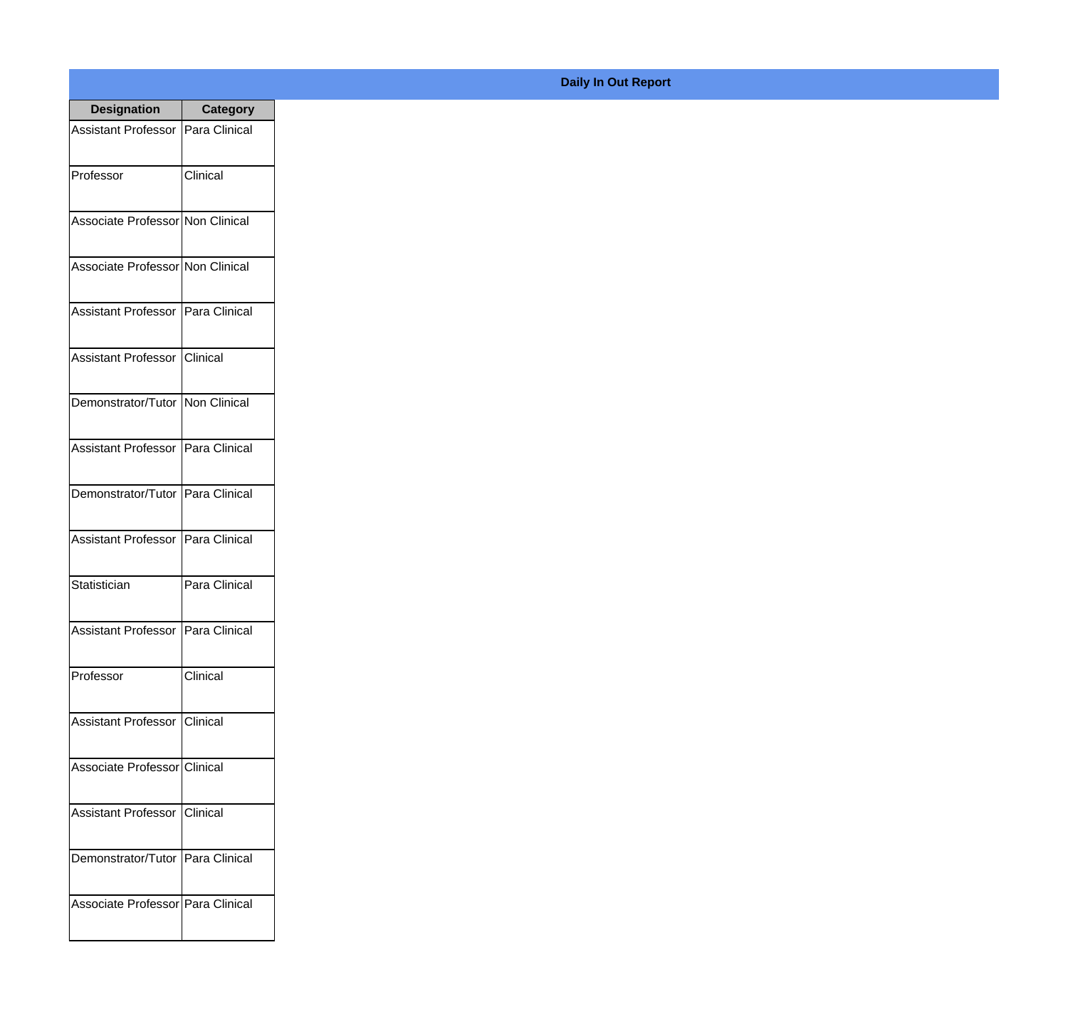**Daily In Out Report**

| Designation | Category |
|---|---|
| Assistant Professor | Para Clinical |
| Professor | Clinical |
| Associate Professor | Non Clinical |
| Associate Professor | Non Clinical |
| Assistant Professor | Para Clinical |
| Assistant Professor | Clinical |
| Demonstrator/Tutor | Non Clinical |
| Assistant Professor | Para Clinical |
| Demonstrator/Tutor | Para Clinical |
| Assistant Professor | Para Clinical |
| Statistician | Para Clinical |
| Assistant Professor | Para Clinical |
| Professor | Clinical |
| Assistant Professor | Clinical |
| Associate Professor | Clinical |
| Assistant Professor | Clinical |
| Demonstrator/Tutor | Para Clinical |
| Associate Professor | Para Clinical |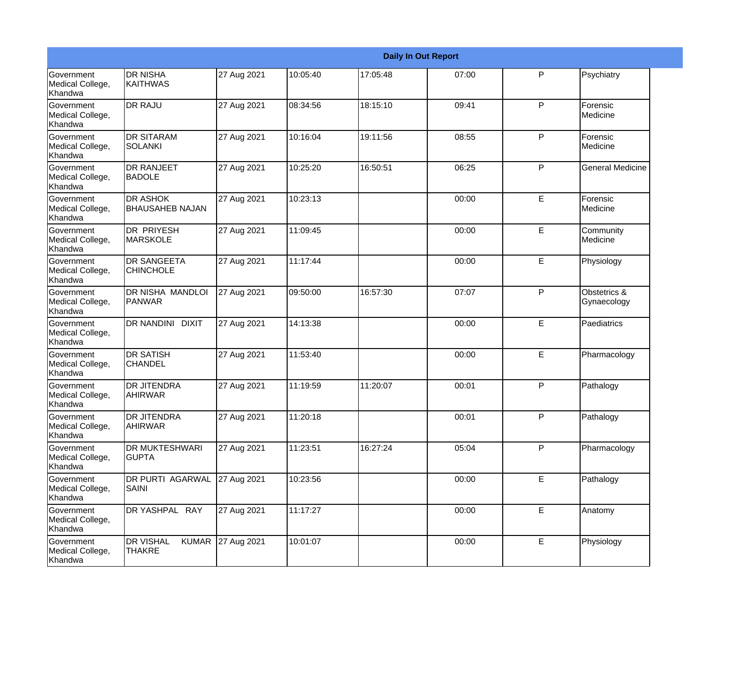| Daily In Out Report | | | | | | | |
|---|---|---|---|---|---|---|---|
| Government Medical College, Khandwa | DR NISHA KAITHWAS | 27 Aug 2021 | 10:05:40 | 17:05:48 | 07:00 | P | Psychiatry |
| Government Medical College, Khandwa | DR RAJU | 27 Aug 2021 | 08:34:56 | 18:15:10 | 09:41 | P | Forensic Medicine |
| Government Medical College, Khandwa | DR SITARAM SOLANKI | 27 Aug 2021 | 10:16:04 | 19:11:56 | 08:55 | P | Forensic Medicine |
| Government Medical College, Khandwa | DR RANJEET BADOLE | 27 Aug 2021 | 10:25:20 | 16:50:51 | 06:25 | P | General Medicine |
| Government Medical College, Khandwa | DR ASHOK BHAUSAHEB NAJAN | 27 Aug 2021 | 10:23:13 | | 00:00 | E | Forensic Medicine |
| Government Medical College, Khandwa | DR PRIYESH MARSKOLE | 27 Aug 2021 | 11:09:45 | | 00:00 | E | Community Medicine |
| Government Medical College, Khandwa | DR SANGEETA CHINCHOLE | 27 Aug 2021 | 11:17:44 | | 00:00 | E | Physiology |
| Government Medical College, Khandwa | DR NISHA MANDLOI PANWAR | 27 Aug 2021 | 09:50:00 | 16:57:30 | 07:07 | P | Obstetrics & Gynaecology |
| Government Medical College, Khandwa | DR NANDINI DIXIT | 27 Aug 2021 | 14:13:38 | | 00:00 | E | Paediatrics |
| Government Medical College, Khandwa | DR SATISH CHANDEL | 27 Aug 2021 | 11:53:40 | | 00:00 | E | Pharmacology |
| Government Medical College, Khandwa | DR JITENDRA AHIRWAR | 27 Aug 2021 | 11:19:59 | 11:20:07 | 00:01 | P | Pathalogy |
| Government Medical College, Khandwa | DR JITENDRA AHIRWAR | 27 Aug 2021 | 11:20:18 | | 00:01 | P | Pathalogy |
| Government Medical College, Khandwa | DR MUKTESHWARI GUPTA | 27 Aug 2021 | 11:23:51 | 16:27:24 | 05:04 | P | Pharmacology |
| Government Medical College, Khandwa | DR PURTI AGARWAL SAINI | 27 Aug 2021 | 10:23:56 | | 00:00 | E | Pathalogy |
| Government Medical College, Khandwa | DR YASHPAL RAY | 27 Aug 2021 | 11:17:27 | | 00:00 | E | Anatomy |
| Government Medical College, Khandwa | DR VISHAL KUMAR THAKRE | 27 Aug 2021 | 10:01:07 | | 00:00 | E | Physiology |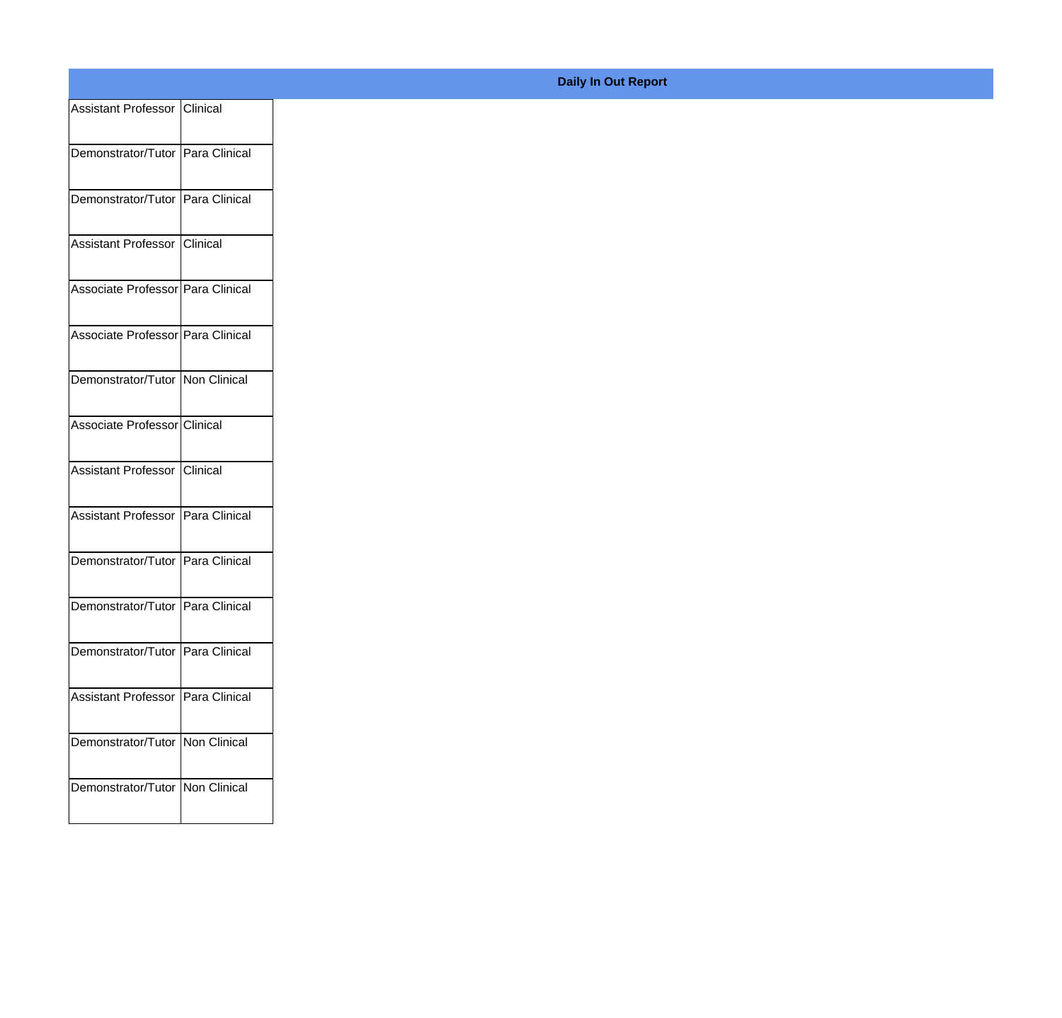**Daily In Out Report**

| | |
|---|---|
| Assistant Professor | Clinical |
| Demonstrator/Tutor | Para Clinical |
| Demonstrator/Tutor | Para Clinical |
| Assistant Professor | Clinical |
| Associate Professor | Para Clinical |
| Associate Professor | Para Clinical |
| Demonstrator/Tutor | Non Clinical |
| Associate Professor | Clinical |
| Assistant Professor | Clinical |
| Assistant Professor | Para Clinical |
| Demonstrator/Tutor | Para Clinical |
| Demonstrator/Tutor | Para Clinical |
| Demonstrator/Tutor | Para Clinical |
| Assistant Professor | Para Clinical |
| Demonstrator/Tutor | Non Clinical |
| Demonstrator/Tutor | Non Clinical |